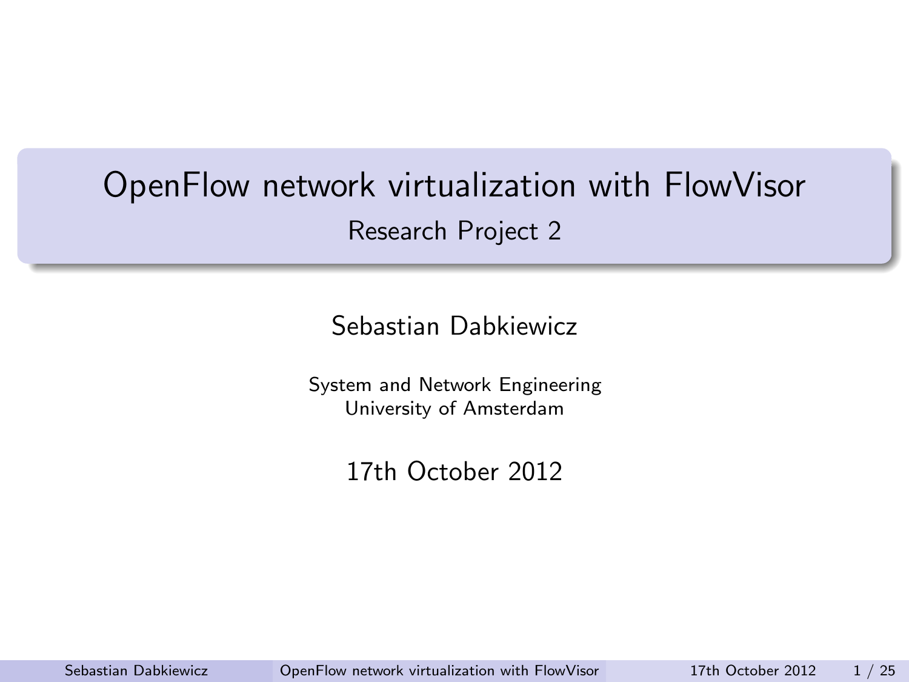# OpenFlow network virtualization with FlowVisor

## Research Project 2

Sebastian Dabkiewicz

System and Network Engineering
University of Amsterdam

17th October 2012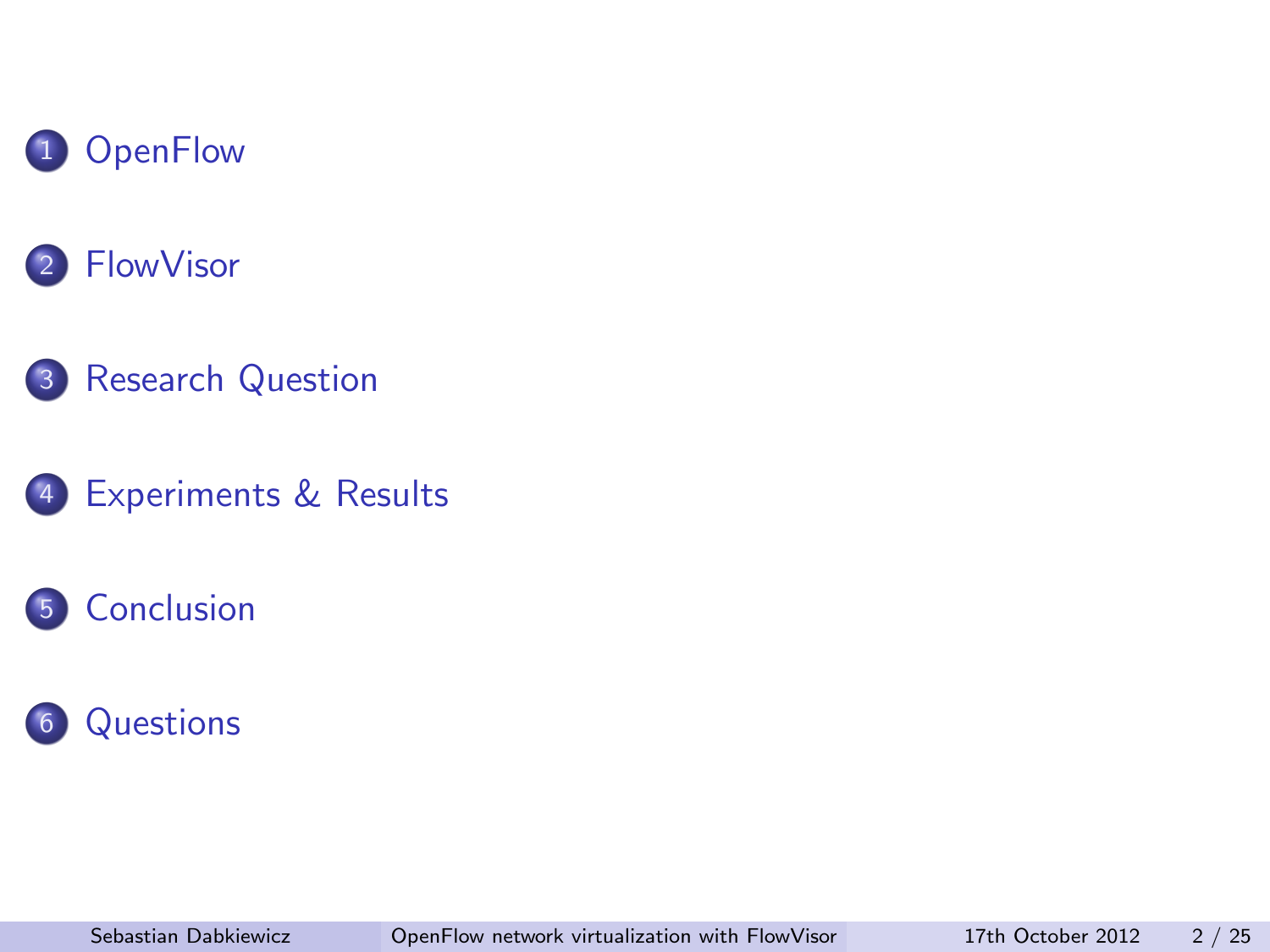1. OpenFlow
2. FlowVisor
3. Research Question
4. Experiments & Results
5. Conclusion
6. Questions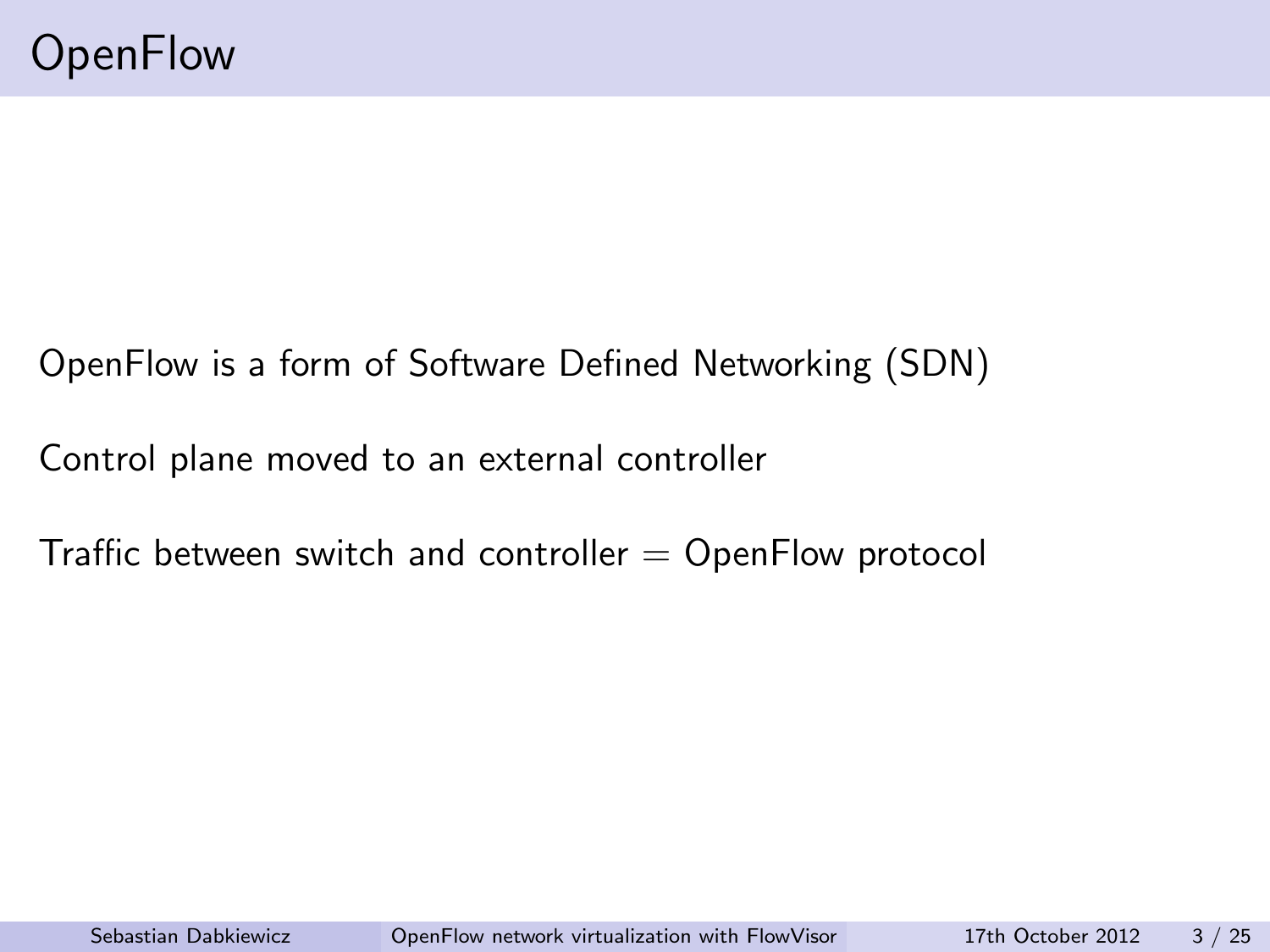# OpenFlow

OpenFlow is a form of Software Defined Networking (SDN)

Control plane moved to an external controller

Traffic between switch and controller = OpenFlow protocol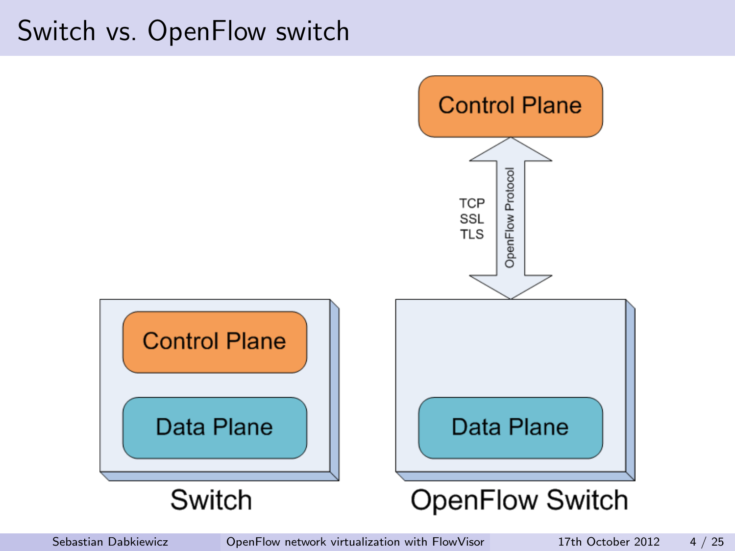# Switch vs. OpenFlow switch

Control Plane

TCP
SSL
TLS

OpenFlow Protocol

Control Plane

Data Plane

Data Plane

Switch

OpenFlow Switch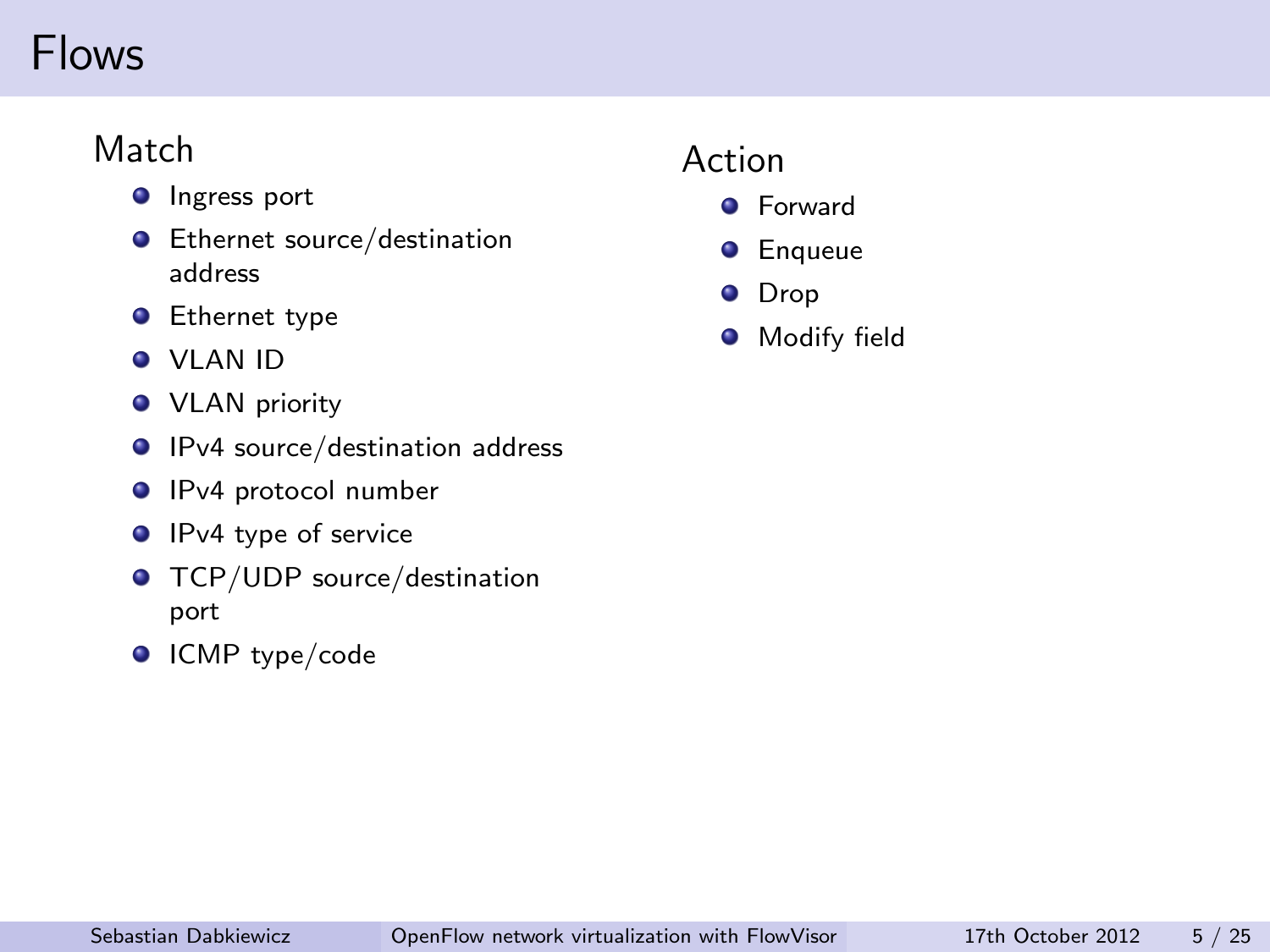# Flows

## Match

- Ingress port
- Ethernet source/destination address
- Ethernet type
- VLAN ID
- VLAN priority
- IPv4 source/destination address
- IPv4 protocol number
- IPv4 type of service
- TCP/UDP source/destination port
- ICMP type/code

## Action

- Forward
- Enqueue
- Drop
- Modify field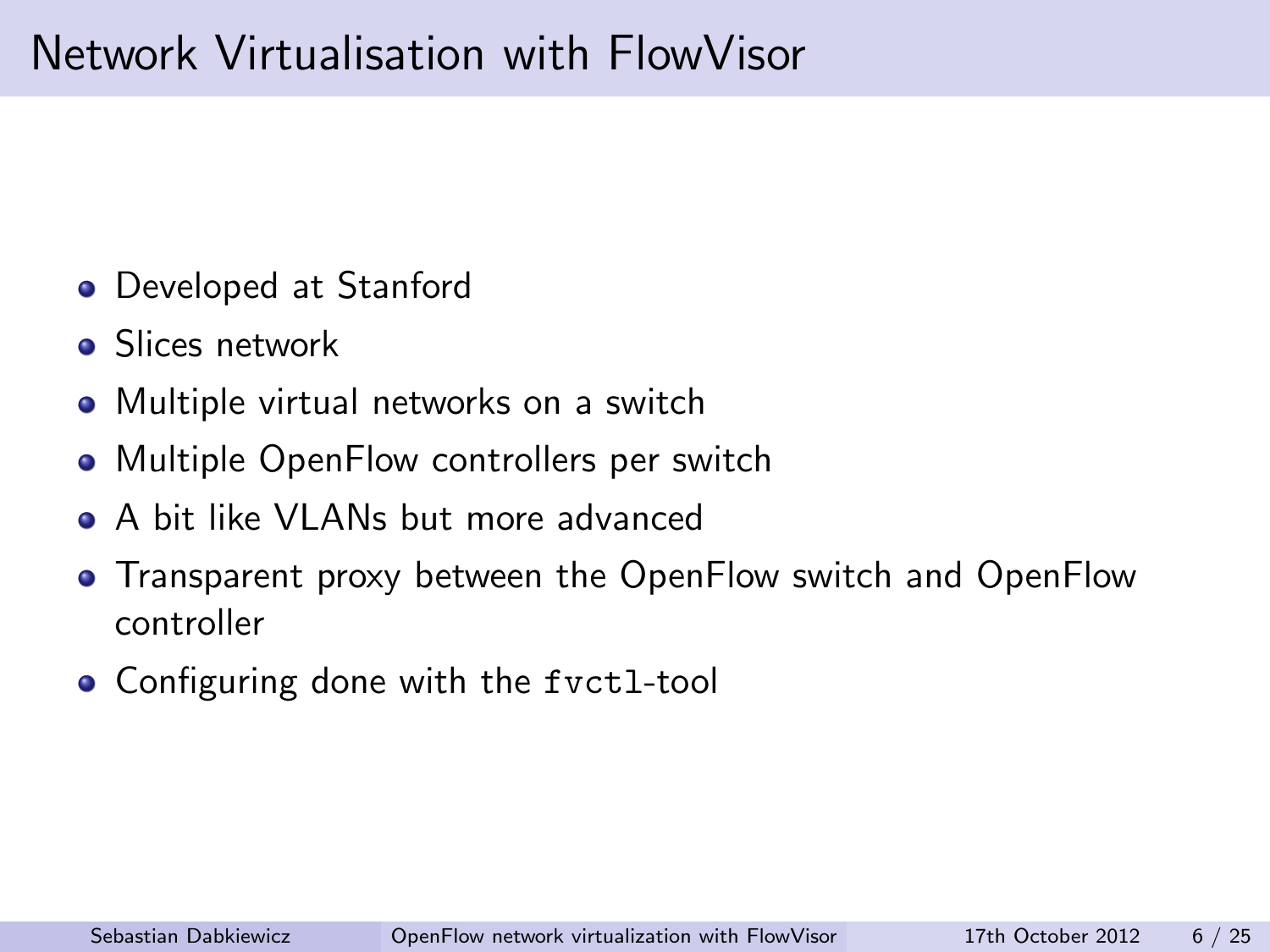# Network Virtualisation with FlowVisor

- Developed at Stanford
- Slices network
- Multiple virtual networks on a switch
- Multiple OpenFlow controllers per switch
- A bit like VLANs but more advanced
- Transparent proxy between the OpenFlow switch and OpenFlow controller
- Configuring done with the `fvctl`-tool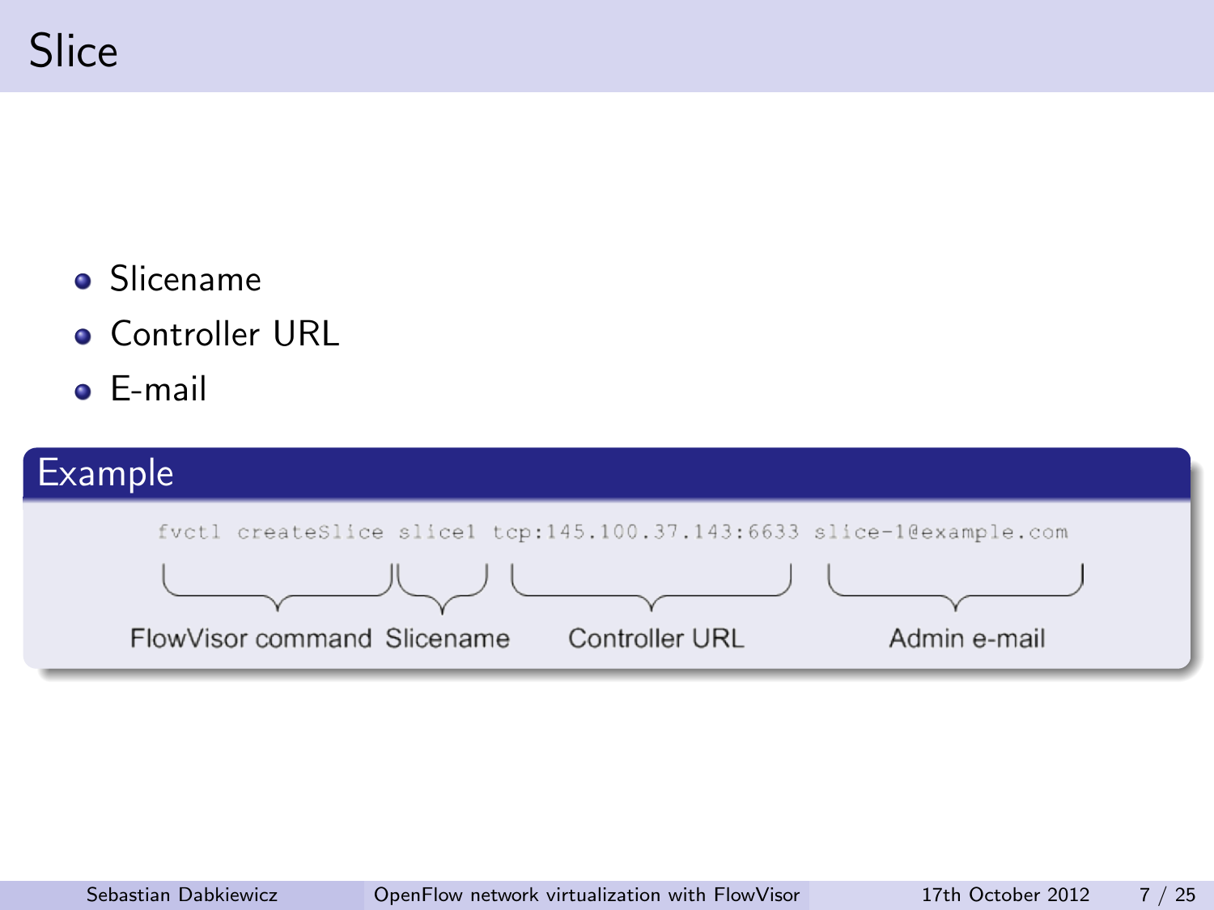# Slice

- Slicename
- Controller URL
- E-mail

## Example

```
fvctl createSlice slice1 tcp:145.100.37.143:6633 slice-1@example.com
```

| FlowVisor command | Slicename | Controller URL | Admin e-mail |
|---|---|---|---|
| fvctl createSlice | slice1 | tcp:145.100.37.143:6633 | slice-1@example.com |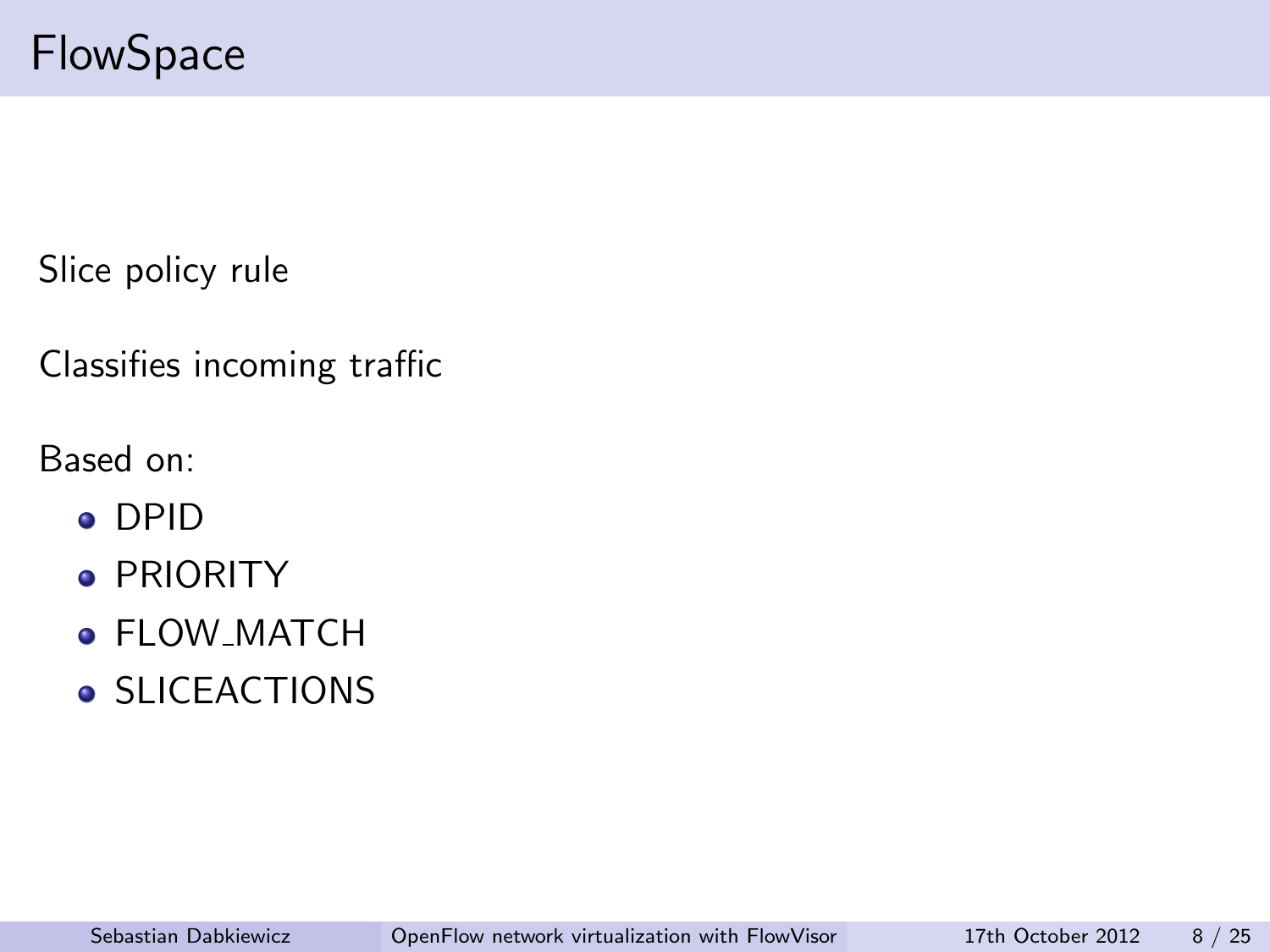# FlowSpace

Slice policy rule

Classifies incoming traffic

Based on:

- DPID
- PRIORITY
- FLOW_MATCH
- SLICEACTIONS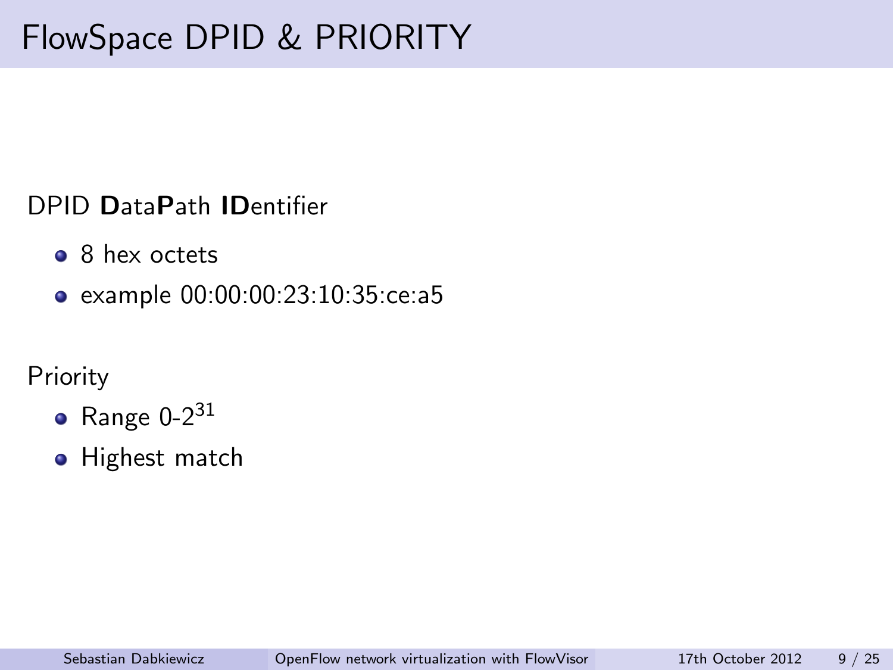# FlowSpace DPID & PRIORITY

DPID **D**ata**P**ath **ID**entifier

- 8 hex octets
- example 00:00:00:23:10:35:ce:a5

Priority

- Range 0-$2^{31}$
- Highest match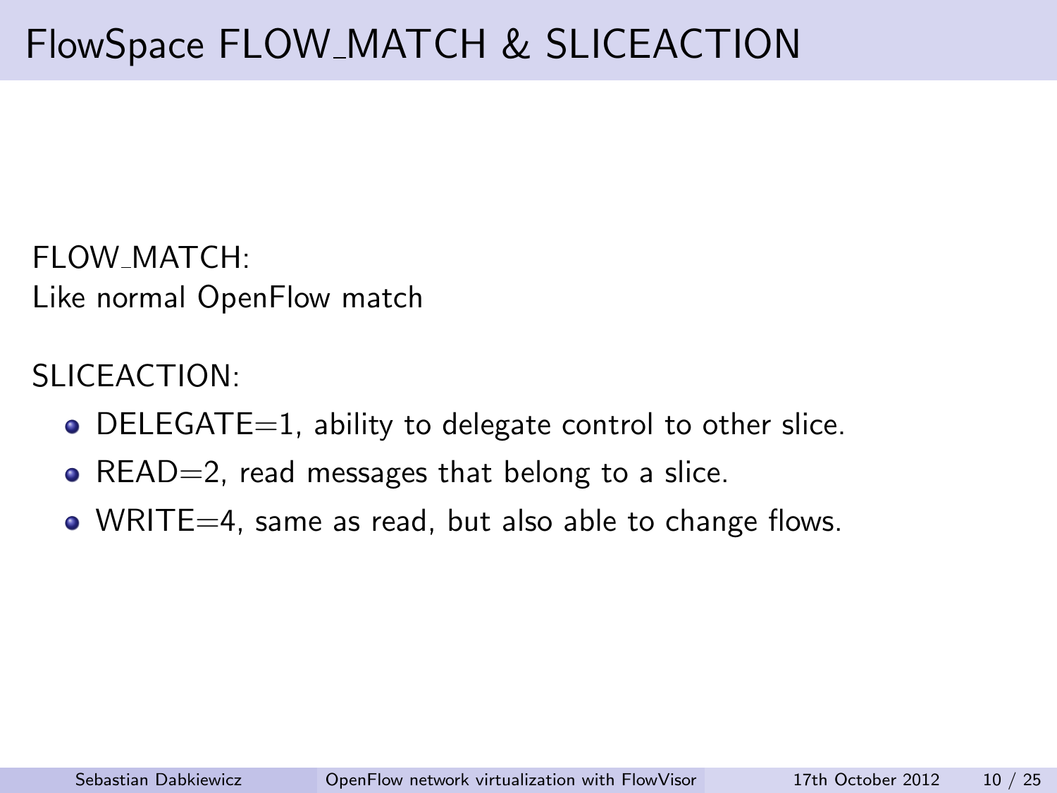# FlowSpace FLOW_MATCH & SLICEACTION

FLOW_MATCH:
Like normal OpenFlow match

SLICEACTION:

- DELEGATE=1, ability to delegate control to other slice.
- READ=2, read messages that belong to a slice.
- WRITE=4, same as read, but also able to change flows.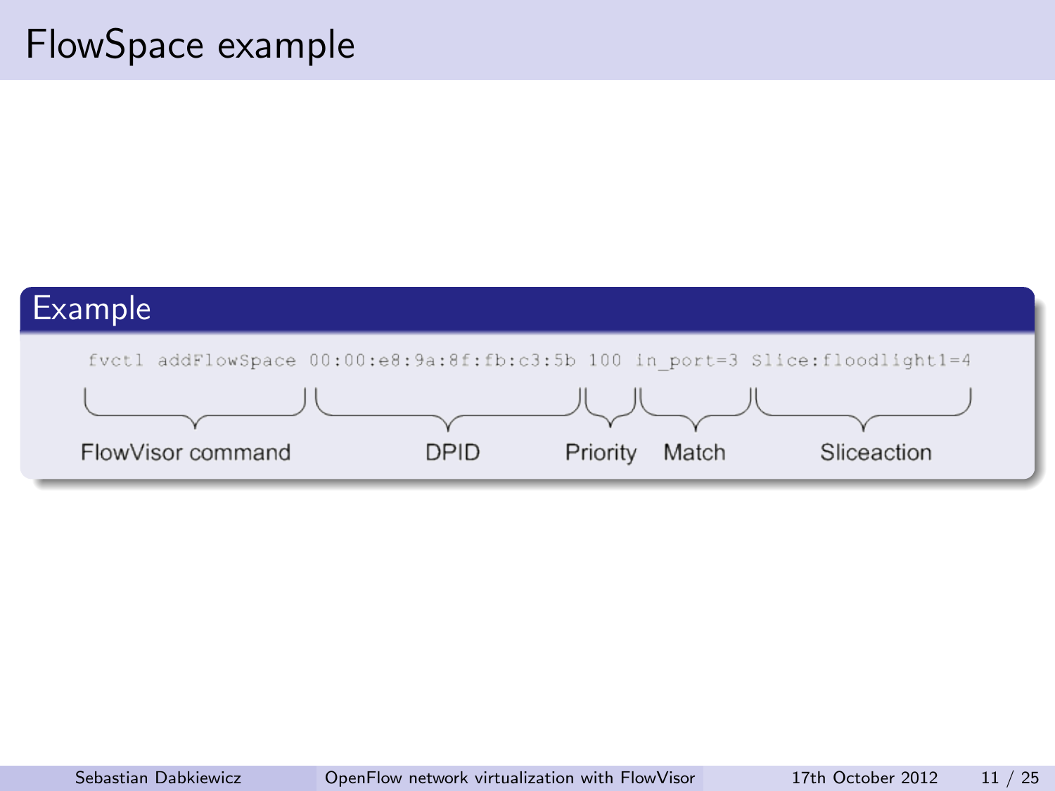# FlowSpace example

## Example

```
fvctl addFlowSpace 00:00:e8:9a:8f:fb:c3:5b 100 in_port=3 Slice:floodlight1=4
```

| FlowVisor command | DPID | Priority | Match | Sliceaction |
|---|---|---|---|---|
| fvctl addFlowSpace | 00:00:e8:9a:8f:fb:c3:5b | 100 | in_port=3 | Slice:floodlight1=4 |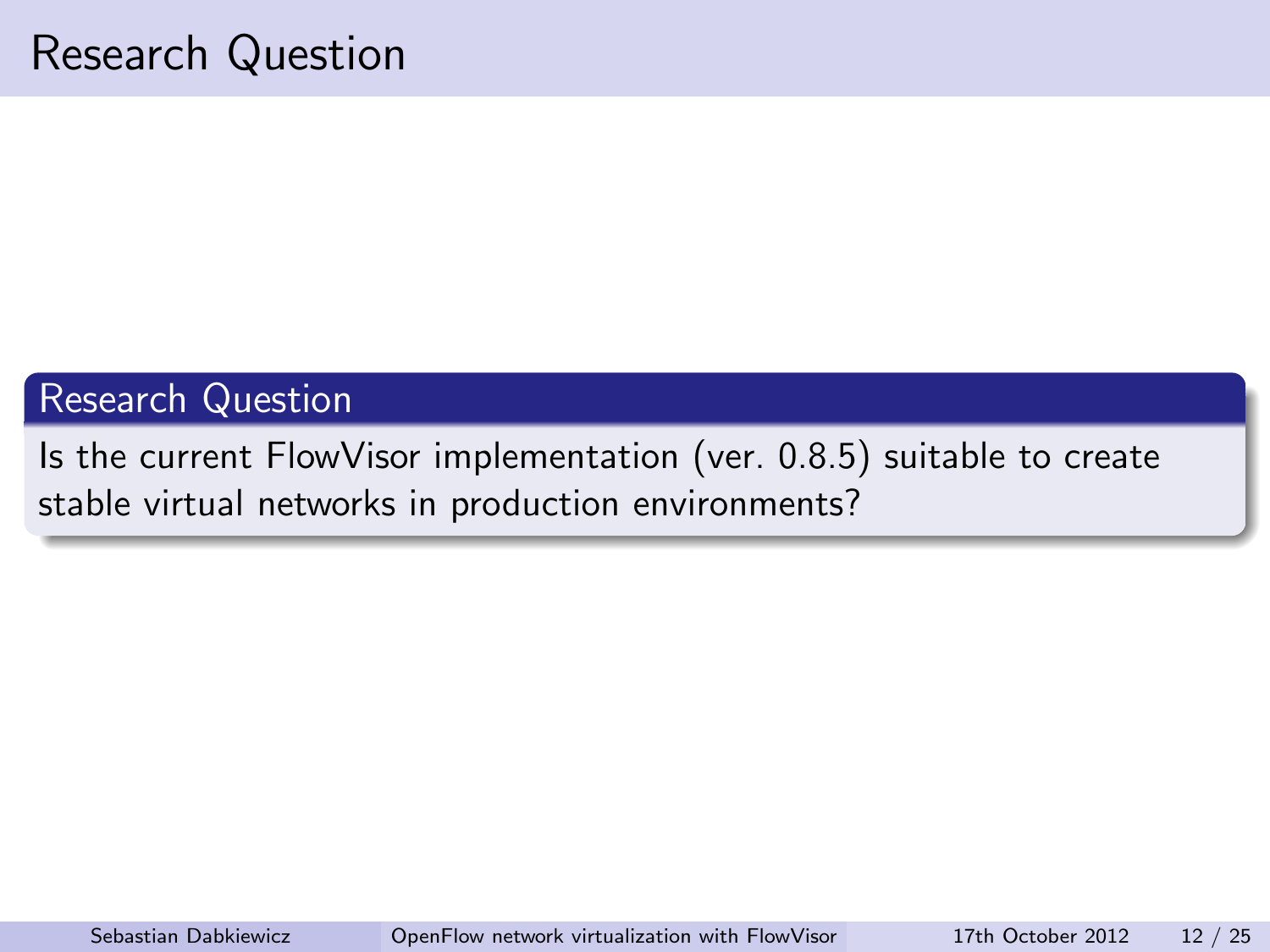# Research Question

## Research Question

Is the current FlowVisor implementation (ver. 0.8.5) suitable to create stable virtual networks in production environments?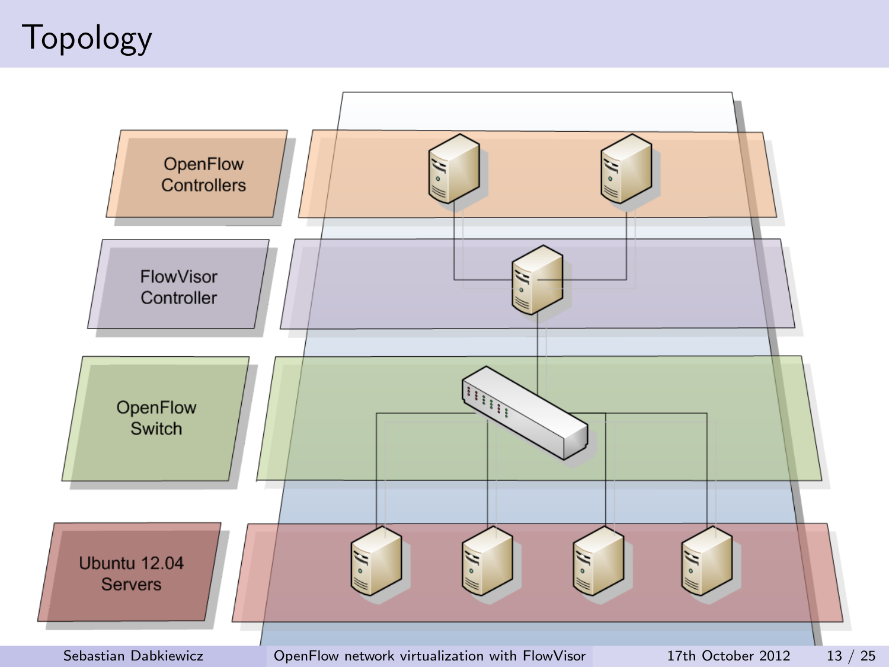# Topology

OpenFlow Controllers

FlowVisor Controller

OpenFlow Switch

Ubuntu 12.04 Servers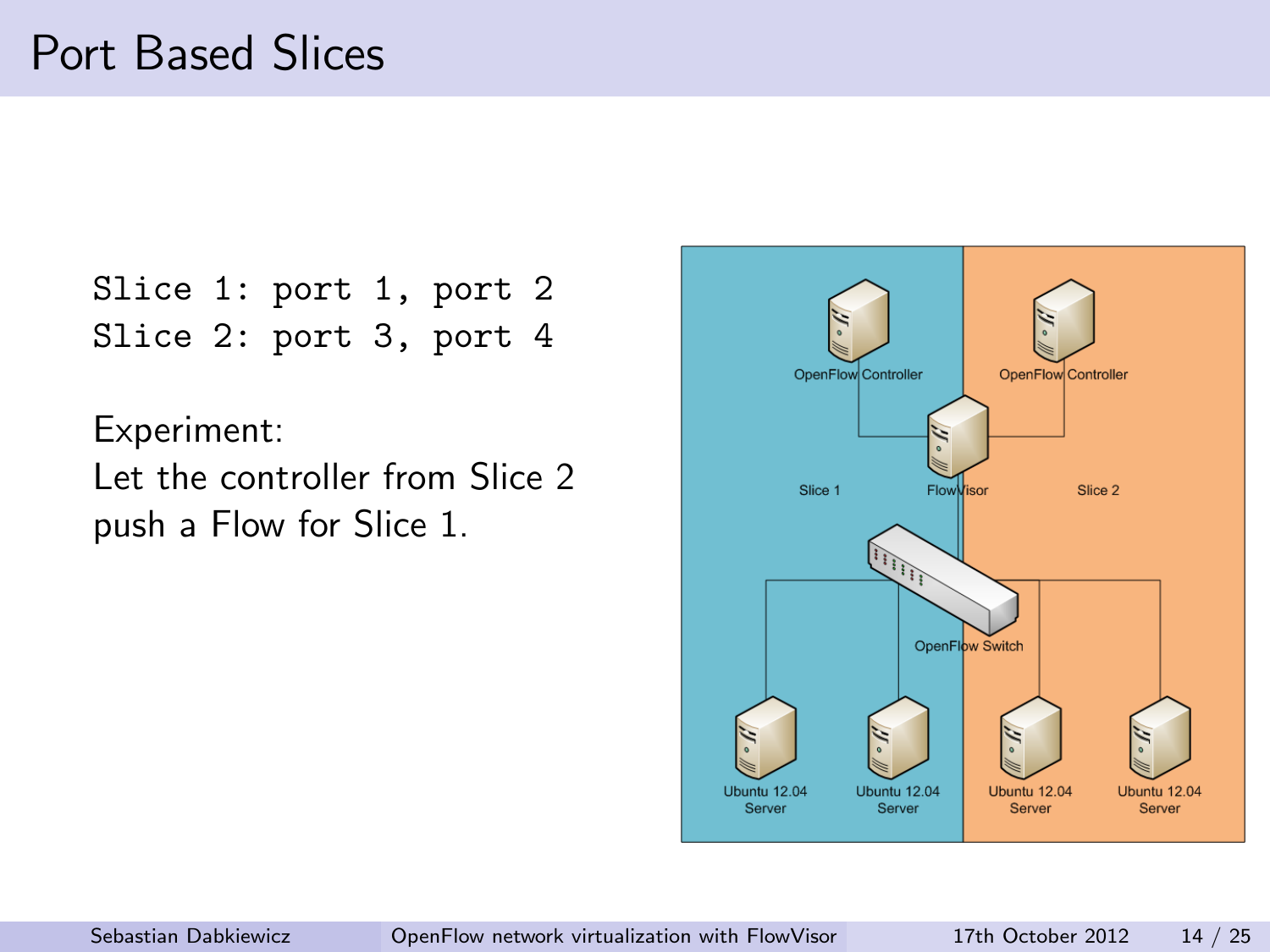# Port Based Slices

```
Slice 1: port 1, port 2
Slice 2: port 3, port 4
```

Experiment:
Let the controller from Slice 2 push a Flow for Slice 1.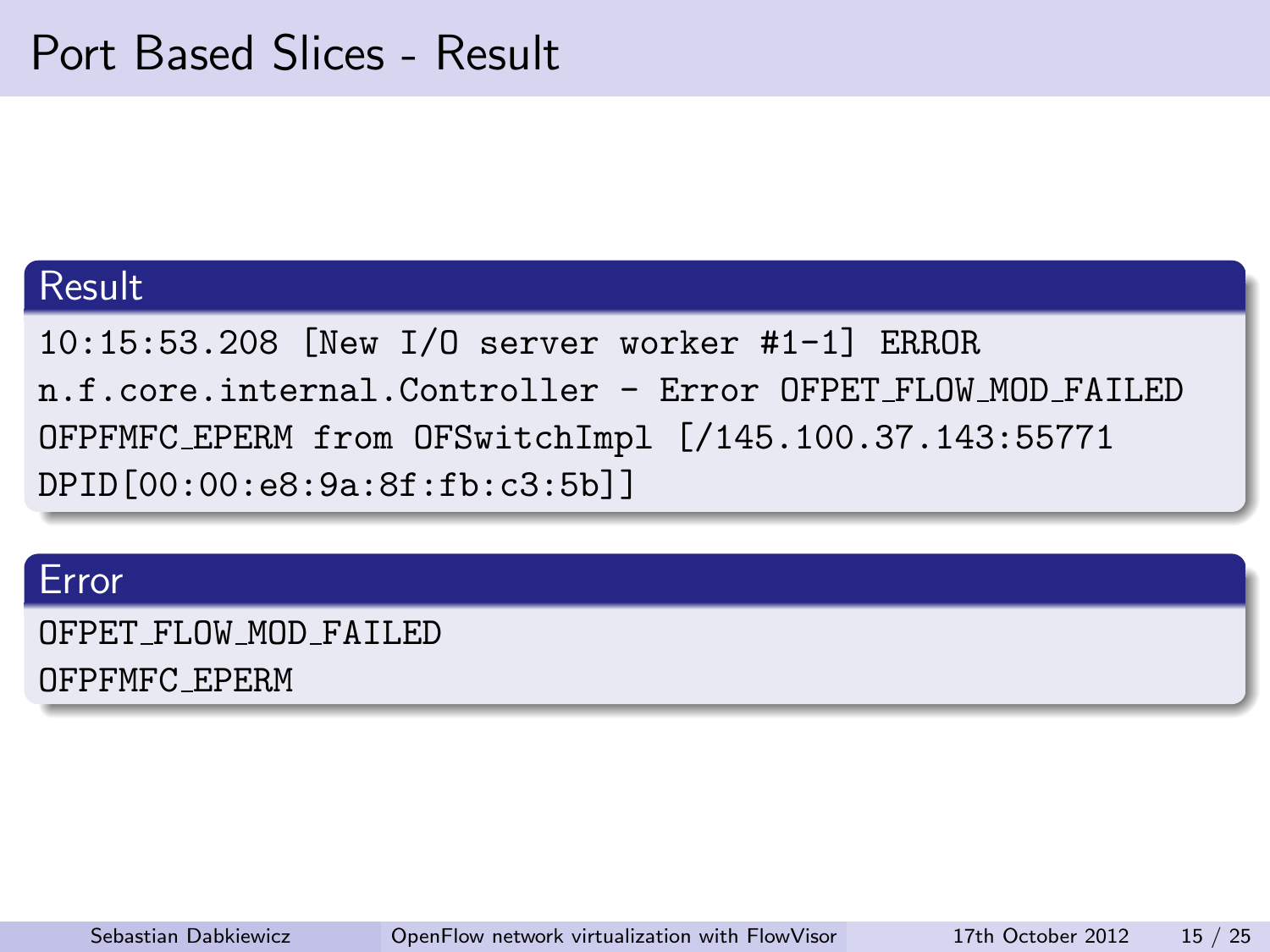# Port Based Slices - Result

## Result

```
10:15:53.208 [New I/O server worker #1-1] ERROR
n.f.core.internal.Controller - Error OFPET_FLOW_MOD_FAILED
OFPFMFC_EPERM from OFSwitchImpl [/145.100.37.143:55771
DPID[00:00:e8:9a:8f:fb:c3:5b]]
```

## Error

```
OFPET_FLOW_MOD_FAILED
OFPFMFC_EPERM
```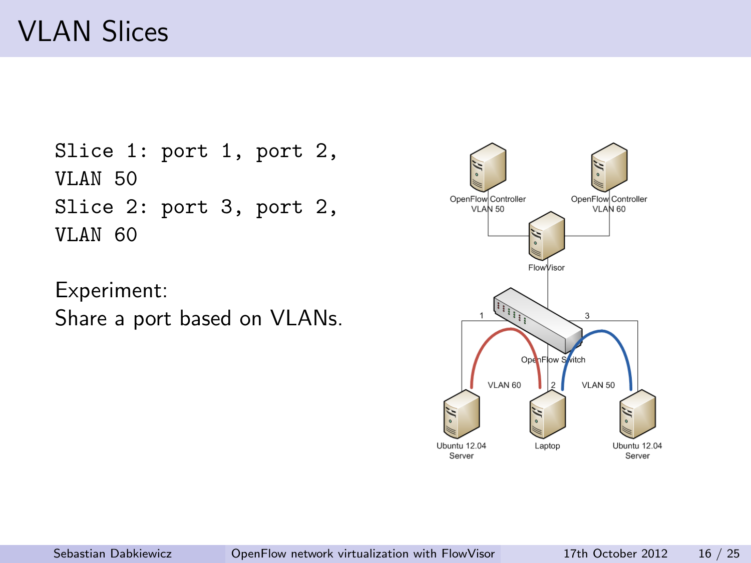# VLAN Slices

```
Slice 1: port 1, port 2,
VLAN 50
Slice 2: port 3, port 2,
VLAN 60
```

Experiment:
Share a port based on VLANs.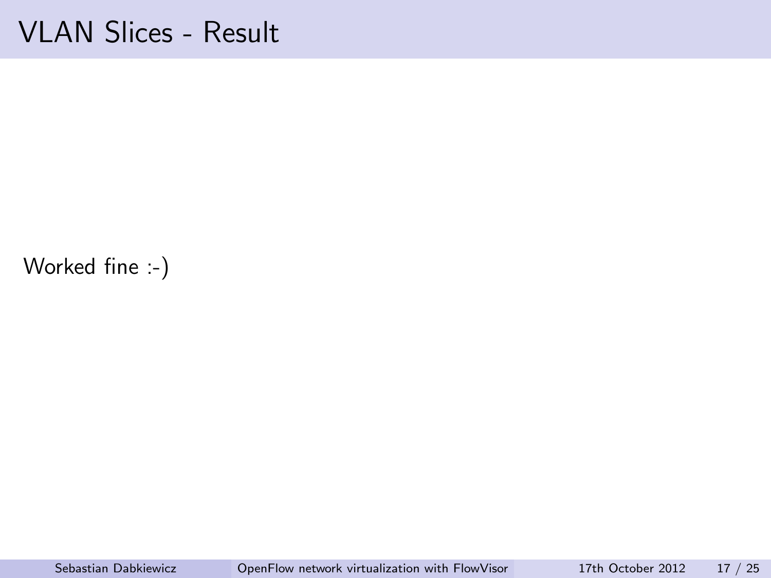# VLAN Slices - Result

Worked fine :-)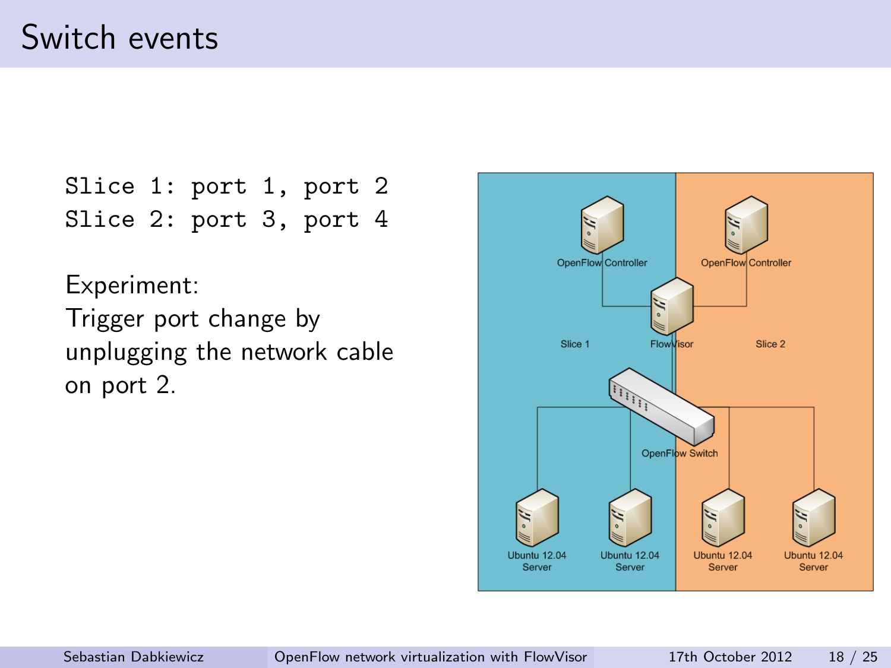# Switch events

```
Slice 1: port 1, port 2
Slice 2: port 3, port 4
```

Experiment:
Trigger port change by unplugging the network cable on port 2.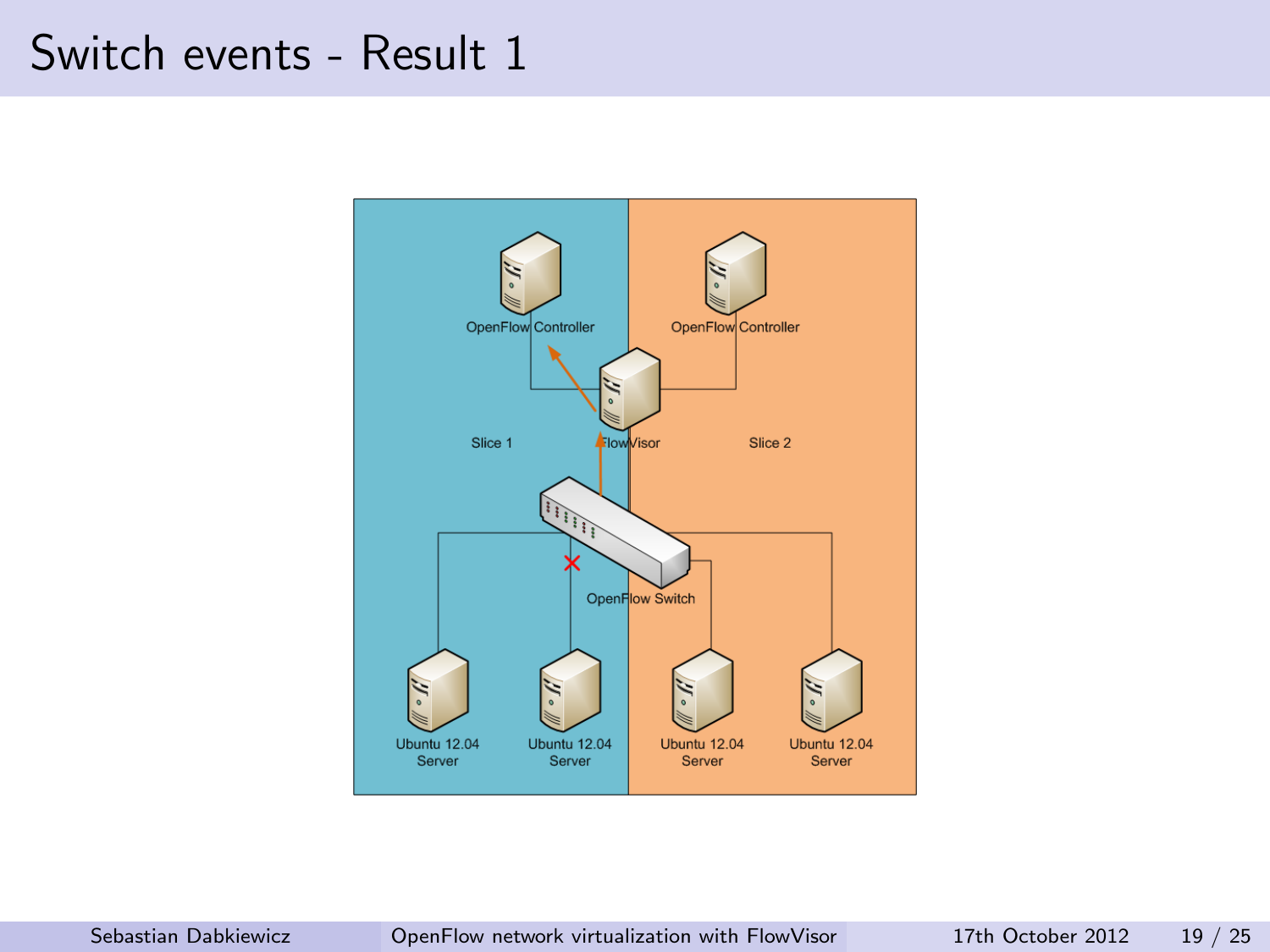# Switch events - Result 1

OpenFlow Controller

OpenFlow Controller

Slice 1

FlowVisor

Slice 2

OpenFlow Switch

Ubuntu 12.04 Server

Ubuntu 12.04 Server

Ubuntu 12.04 Server

Ubuntu 12.04 Server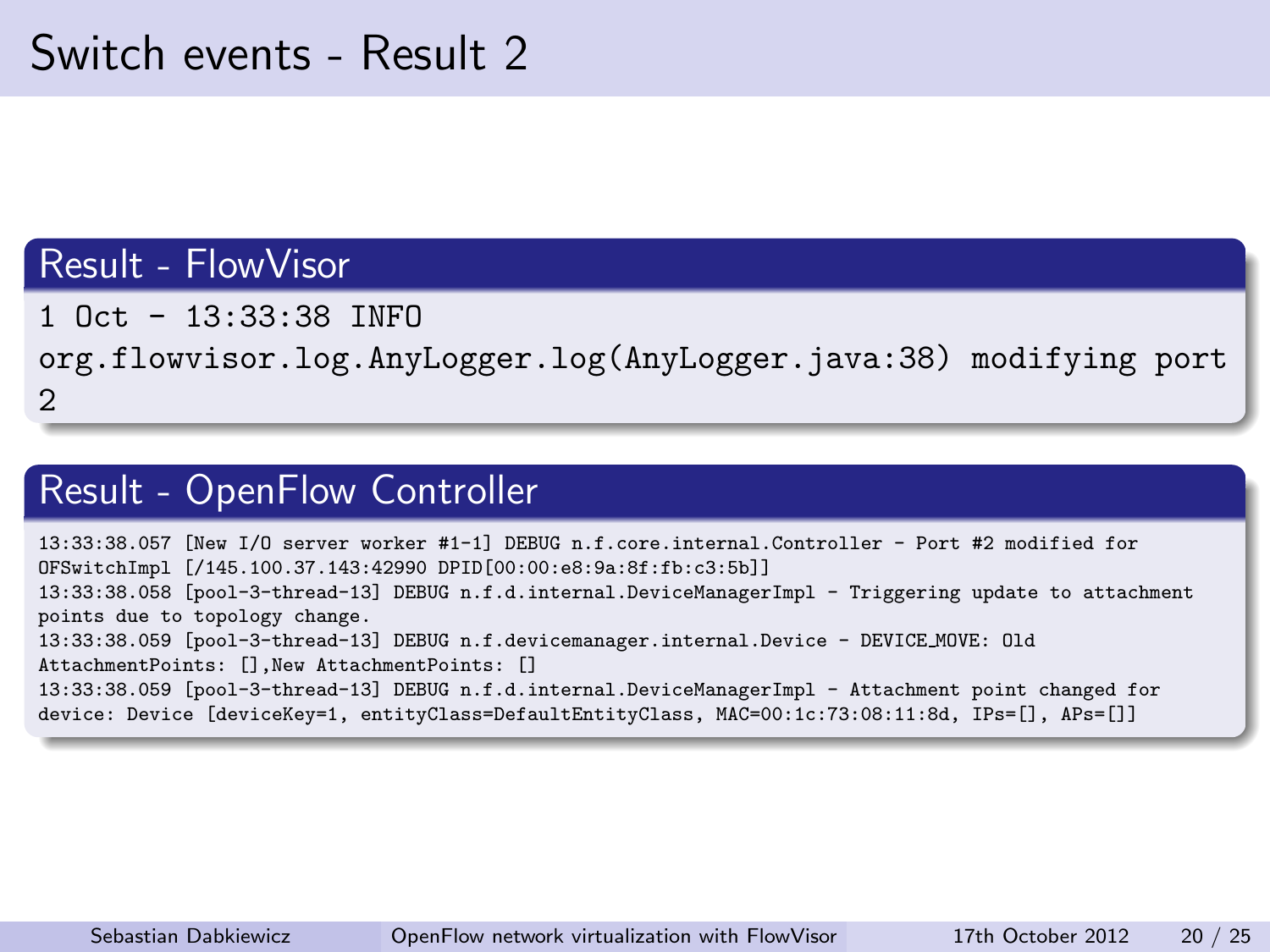# Switch events - Result 2

## Result - FlowVisor

```
1 Oct - 13:33:38 INFO
org.flowvisor.log.AnyLogger.log(AnyLogger.java:38) modifying port
2
```

## Result - OpenFlow Controller

```
13:33:38.057 [New I/O server worker #1-1] DEBUG n.f.core.internal.Controller - Port #2 modified for
OFSwitchImpl [/145.100.37.143:42990 DPID[00:00:e8:9a:8f:fb:c3:5b]]
13:33:38.058 [pool-3-thread-13] DEBUG n.f.d.internal.DeviceManagerImpl - Triggering update to attachment
points due to topology change.
13:33:38.059 [pool-3-thread-13] DEBUG n.f.devicemanager.internal.Device - DEVICE_MOVE: Old
AttachmentPoints: [],New AttachmentPoints: []
13:33:38.059 [pool-3-thread-13] DEBUG n.f.d.internal.DeviceManagerImpl - Attachment point changed for
device: Device [deviceKey=1, entityClass=DefaultEntityClass, MAC=00:1c:73:08:11:8d, IPs=[], APs=[]]
```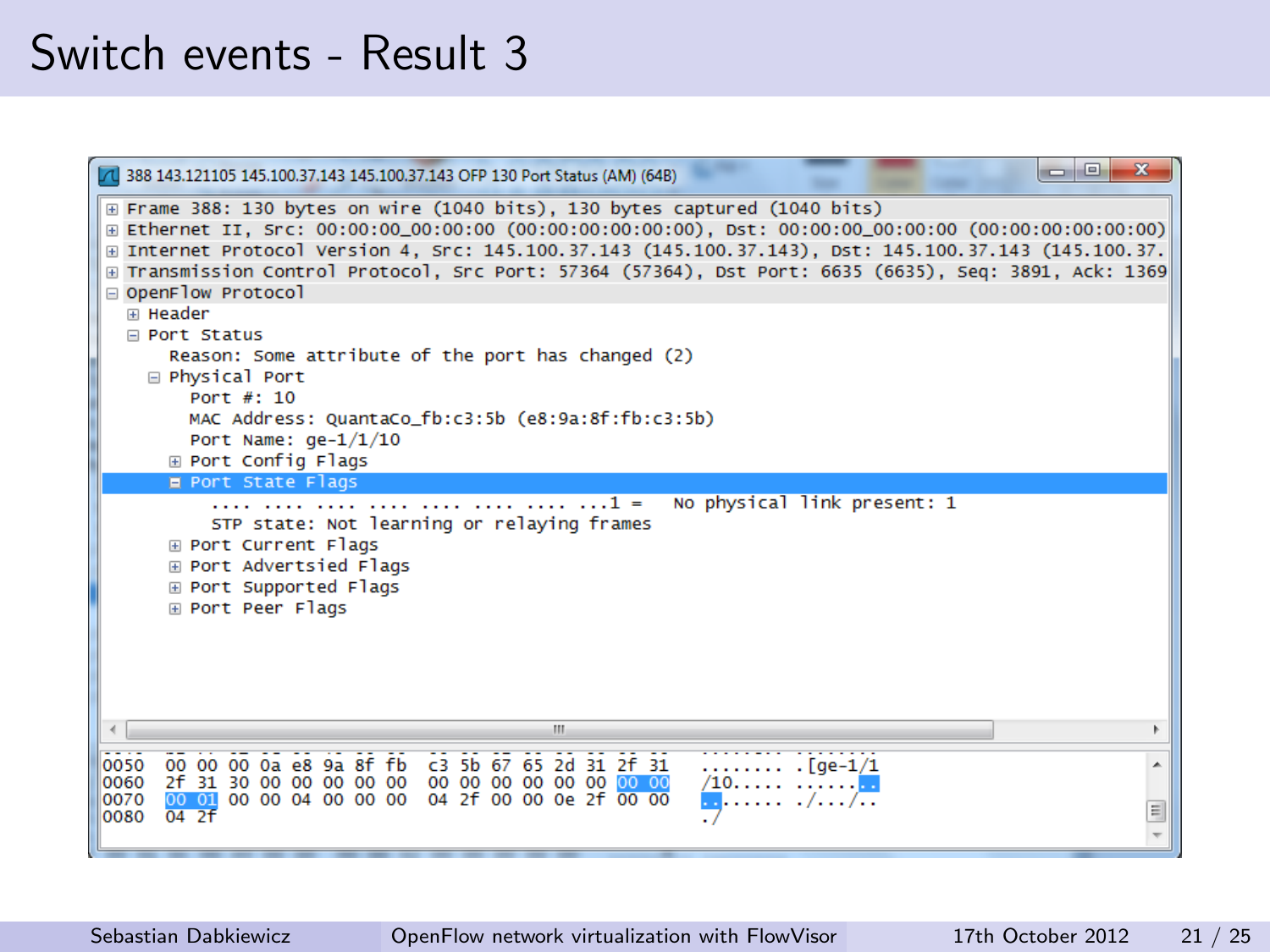# Switch events - Result 3

```
388 143.121105 145.100.37.143 145.100.37.143 OFP 130 Port Status (AM) (64B)

⊞ Frame 388: 130 bytes on wire (1040 bits), 130 bytes captured (1040 bits)
⊞ Ethernet II, Src: 00:00:00_00:00:00 (00:00:00:00:00:00), Dst: 00:00:00_00:00:00 (00:00:00:00:00:00)
⊞ Internet Protocol Version 4, Src: 145.100.37.143 (145.100.37.143), Dst: 145.100.37.143 (145.100.37.
⊞ Transmission Control Protocol, Src Port: 57364 (57364), Dst Port: 6635 (6635), Seq: 3891, Ack: 1369
⊟ OpenFlow Protocol
  ⊞ Header
  ⊟ Port Status
      Reason: Some attribute of the port has changed (2)
    ⊟ Physical Port
        Port #: 10
        MAC Address: QuantaCo_fb:c3:5b (e8:9a:8f:fb:c3:5b)
        Port Name: ge-1/1/10
      ⊞ Port Config Flags
      ⊟ Port State Flags
          .... .... .... .... .... .... .... ...1 =  No physical link present: 1
          STP state: Not learning or relaying frames
      ⊞ Port Current Flags
      ⊞ Port Advertsied Flags
      ⊞ Port Supported Flags
      ⊞ Port Peer Flags

0050  00 00 00 0a e8 9a 8f fb  c3 5b 67 65 2d 31 2f 31   ........ .[ge-1/1
0060  2f 31 30 00 00 00 00 00  00 00 00 00 00 00 00 00   /10..... ........
0070  00 01 00 00 04 00 00 00  04 2f 00 00 0e 2f 00 00   ........ ./.../..
0080  04 2f                                              ./
```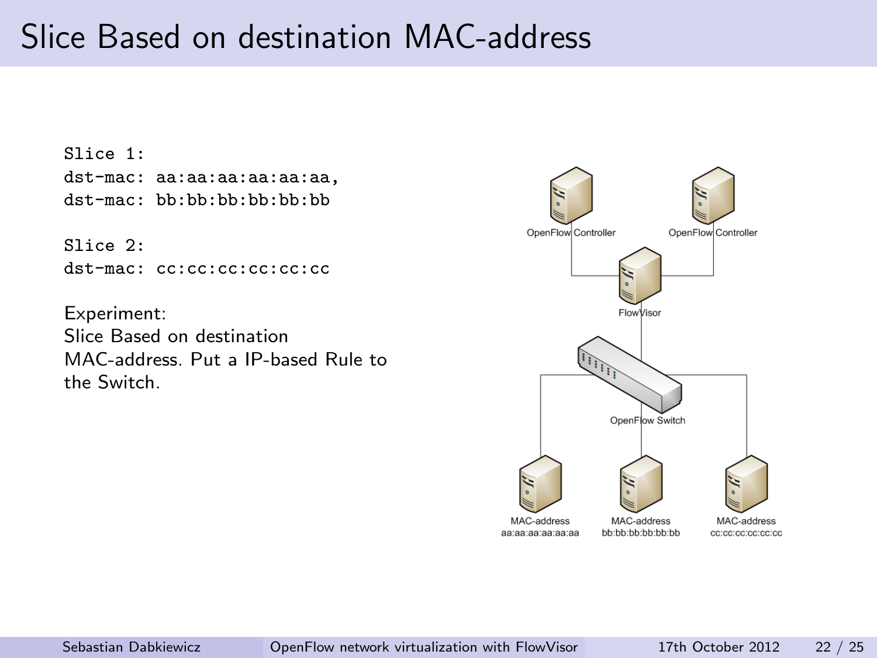# Slice Based on destination MAC-address

```
Slice 1:
dst-mac: aa:aa:aa:aa:aa:aa,
dst-mac: bb:bb:bb:bb:bb:bb

Slice 2:
dst-mac: cc:cc:cc:cc:cc:cc
```

Experiment:
Slice Based on destination MAC-address. Put a IP-based Rule to the Switch.

OpenFlow Controller

OpenFlow Controller

FlowVisor

OpenFlow Switch

MAC-address aa:aa:aa:aa:aa:aa

MAC-address bb:bb:bb:bb:bb:bb

MAC-address cc:cc:cc:cc:cc:cc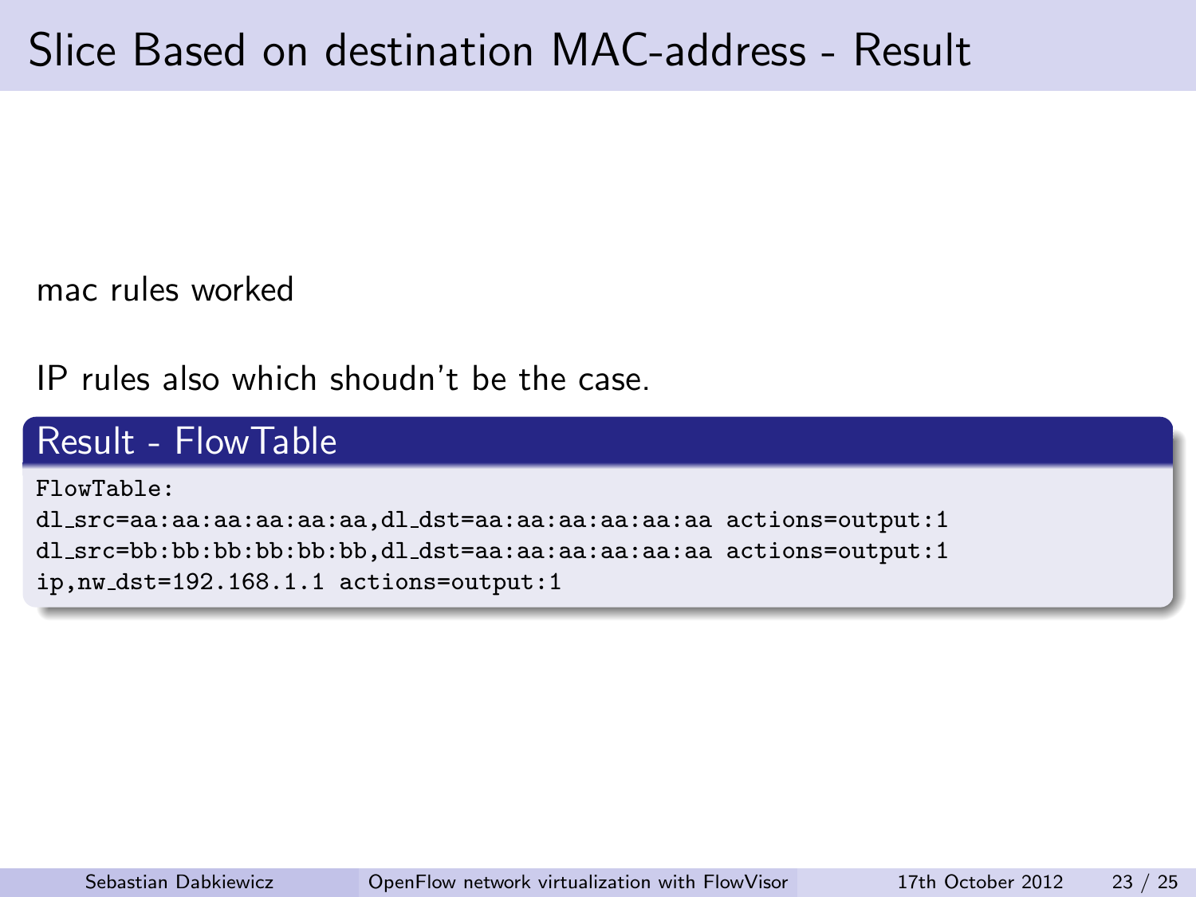# Slice Based on destination MAC-address - Result

mac rules worked

IP rules also which shoudn't be the case.

## Result - FlowTable

```
FlowTable:
dl_src=aa:aa:aa:aa:aa:aa,dl_dst=aa:aa:aa:aa:aa:aa actions=output:1
dl_src=bb:bb:bb:bb:bb:bb,dl_dst=aa:aa:aa:aa:aa:aa actions=output:1
ip,nw_dst=192.168.1.1 actions=output:1
```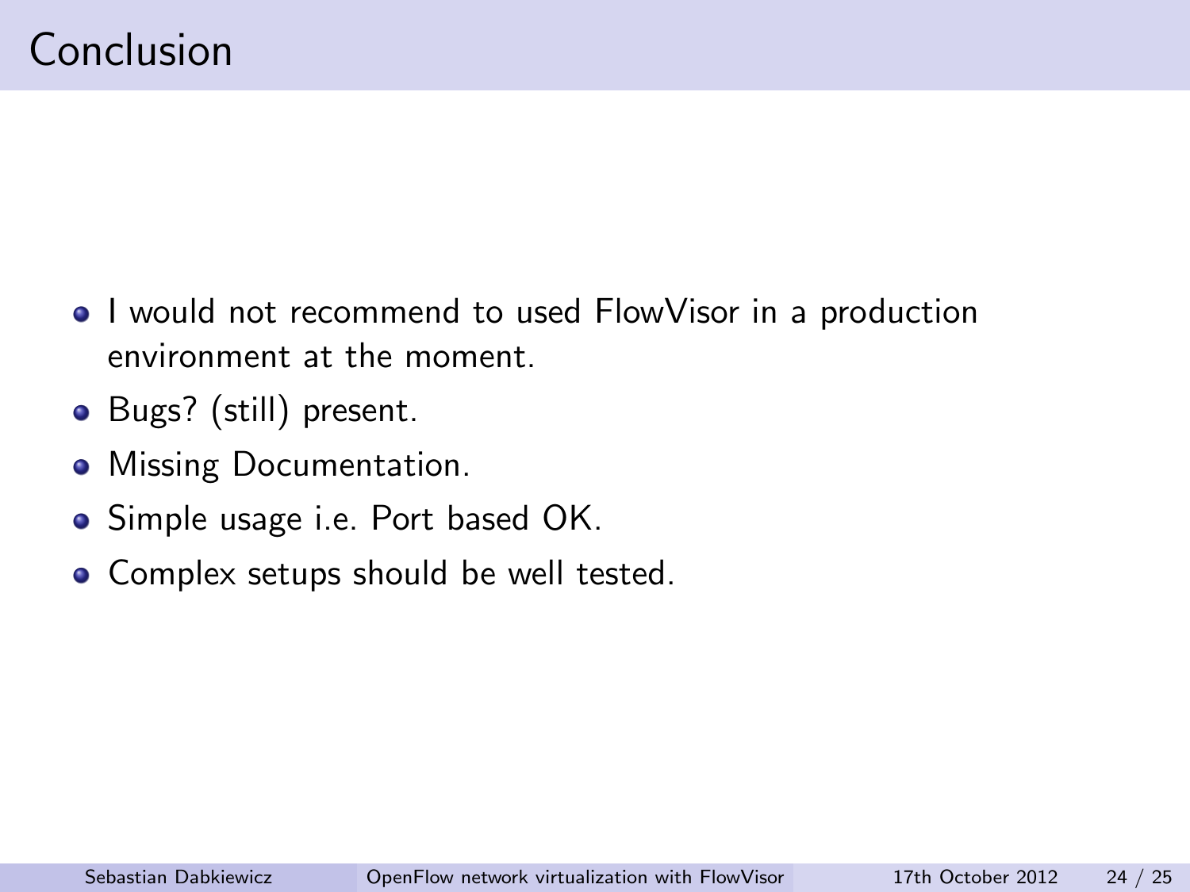# Conclusion

- I would not recommend to used FlowVisor in a production environment at the moment.
- Bugs? (still) present.
- Missing Documentation.
- Simple usage i.e. Port based OK.
- Complex setups should be well tested.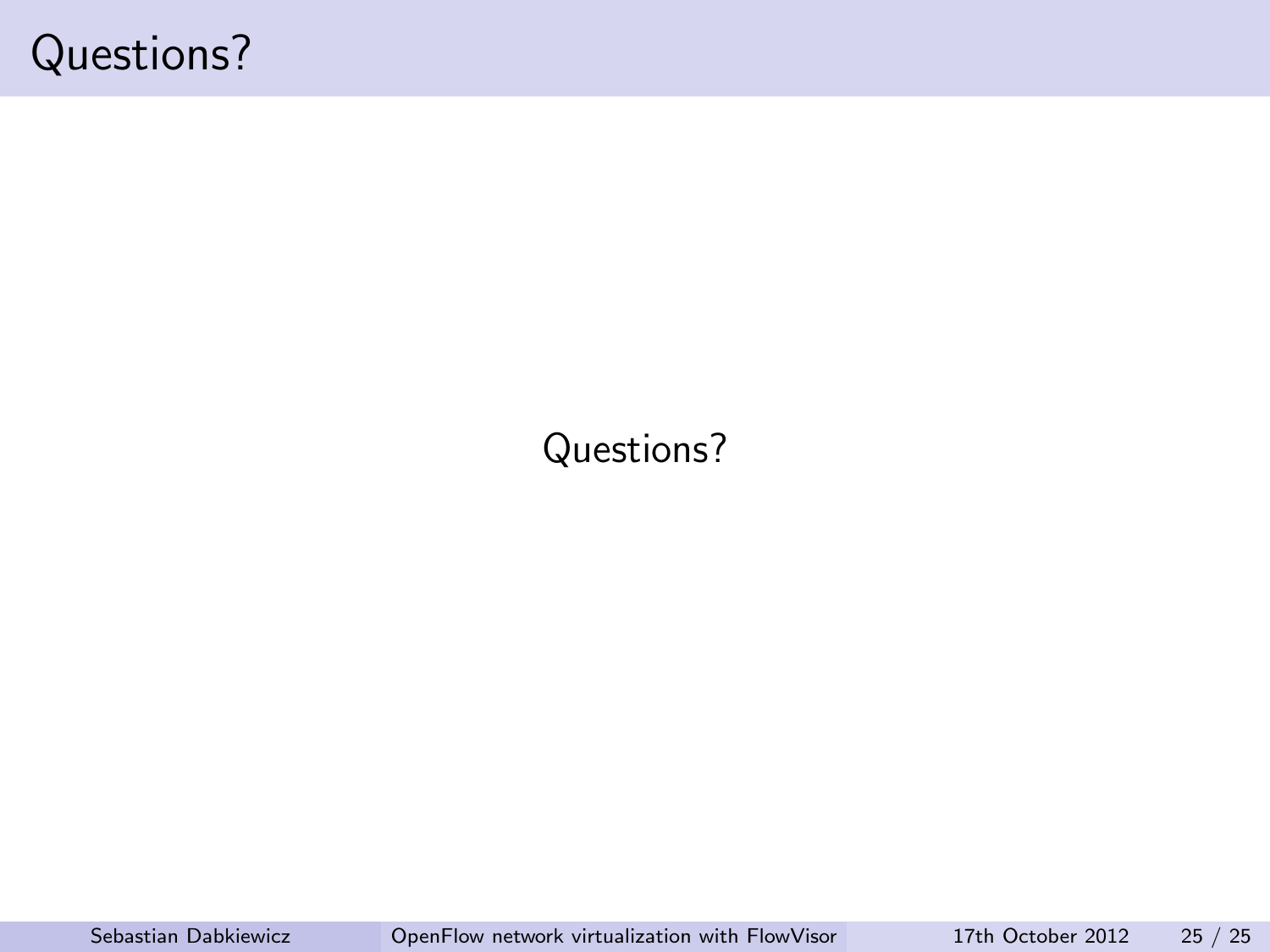# Questions?

Questions?